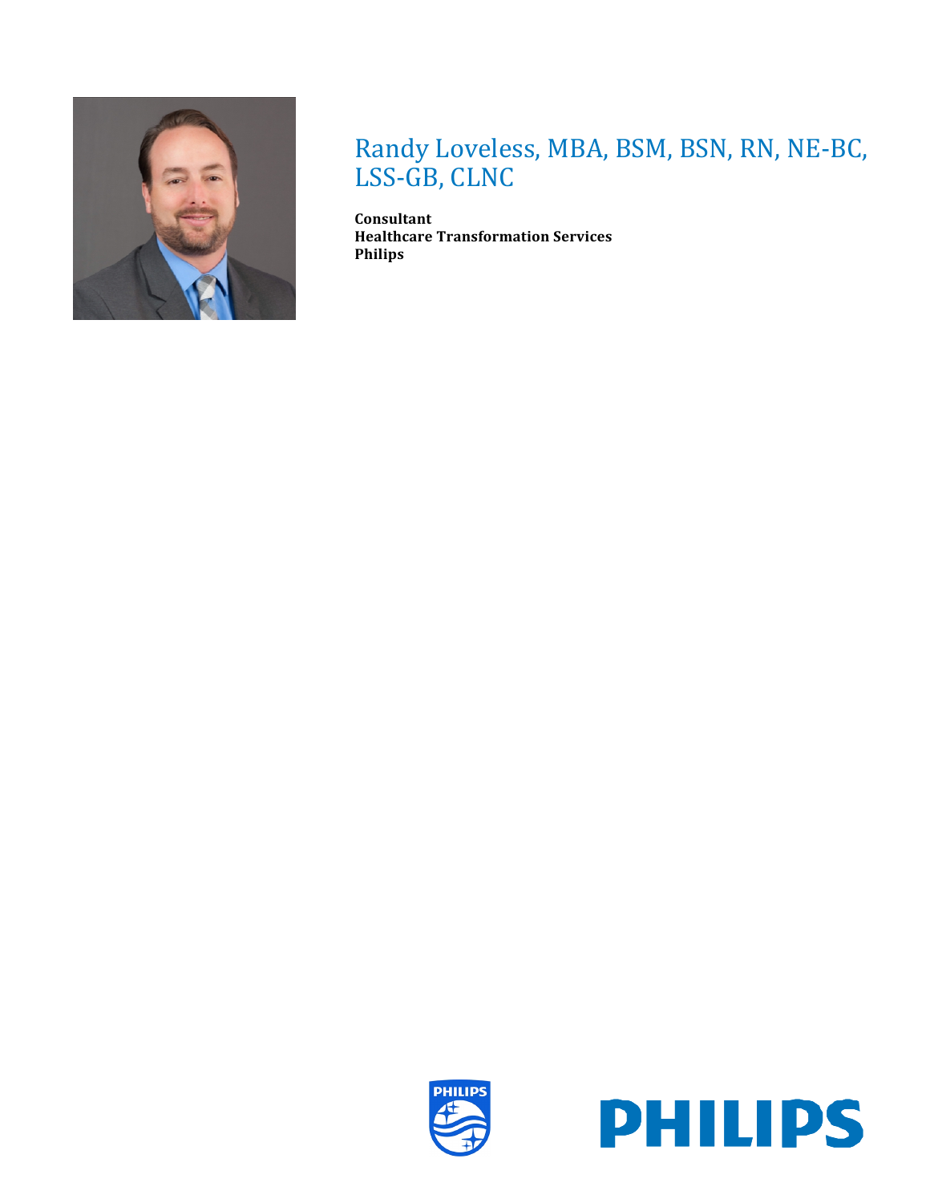# Randy Loveless, MBA, BSM, BSN, RN, NE-BC, LSS-GB, CLNC

**Consultant**
**Healthcare Transformation Services**
**Philips**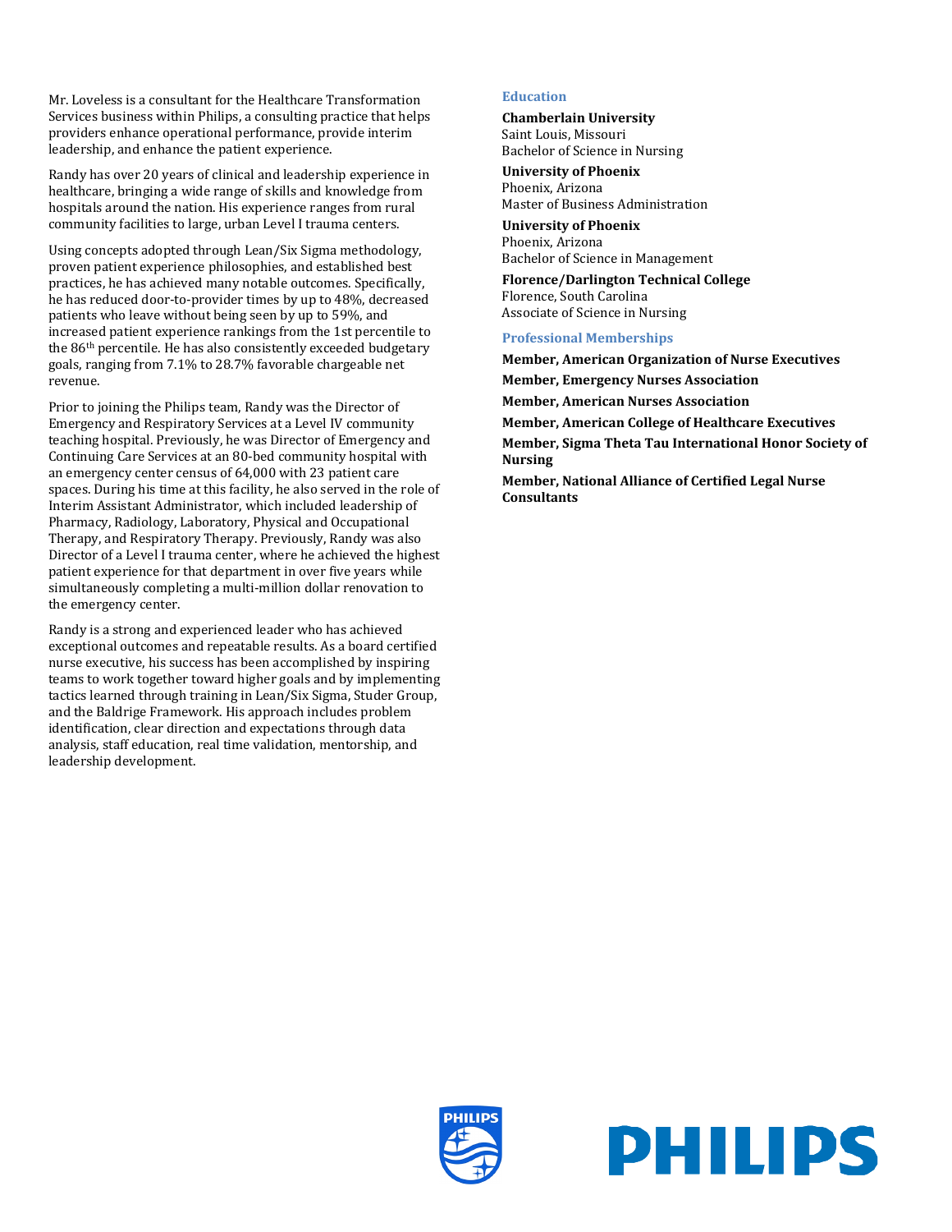Mr. Loveless is a consultant for the Healthcare Transformation Services business within Philips, a consulting practice that helps providers enhance operational performance, provide interim leadership, and enhance the patient experience.

Randy has over 20 years of clinical and leadership experience in healthcare, bringing a wide range of skills and knowledge from hospitals around the nation. His experience ranges from rural community facilities to large, urban Level I trauma centers.

Using concepts adopted through Lean/Six Sigma methodology, proven patient experience philosophies, and established best practices, he has achieved many notable outcomes. Specifically, he has reduced door-to-provider times by up to 48%, decreased patients who leave without being seen by up to 59%, and increased patient experience rankings from the 1st percentile to the 86th percentile. He has also consistently exceeded budgetary goals, ranging from 7.1% to 28.7% favorable chargeable net revenue.

Prior to joining the Philips team, Randy was the Director of Emergency and Respiratory Services at a Level IV community teaching hospital. Previously, he was Director of Emergency and Continuing Care Services at an 80-bed community hospital with an emergency center census of 64,000 with 23 patient care spaces. During his time at this facility, he also served in the role of Interim Assistant Administrator, which included leadership of Pharmacy, Radiology, Laboratory, Physical and Occupational Therapy, and Respiratory Therapy. Previously, Randy was also Director of a Level I trauma center, where he achieved the highest patient experience for that department in over five years while simultaneously completing a multi-million dollar renovation to the emergency center.

Randy is a strong and experienced leader who has achieved exceptional outcomes and repeatable results. As a board certified nurse executive, his success has been accomplished by inspiring teams to work together toward higher goals and by implementing tactics learned through training in Lean/Six Sigma, Studer Group, and the Baldrige Framework. His approach includes problem identification, clear direction and expectations through data analysis, staff education, real time validation, mentorship, and leadership development.

## Education

**Chamberlain University**
Saint Louis, Missouri
Bachelor of Science in Nursing

**University of Phoenix**
Phoenix, Arizona
Master of Business Administration

**University of Phoenix**
Phoenix, Arizona
Bachelor of Science in Management

**Florence/Darlington Technical College**
Florence, South Carolina
Associate of Science in Nursing

## Professional Memberships

**Member, American Organization of Nurse Executives**

**Member, Emergency Nurses Association**

**Member, American Nurses Association**

**Member, American College of Healthcare Executives**

**Member, Sigma Theta Tau International Honor Society of Nursing**

**Member, National Alliance of Certified Legal Nurse Consultants**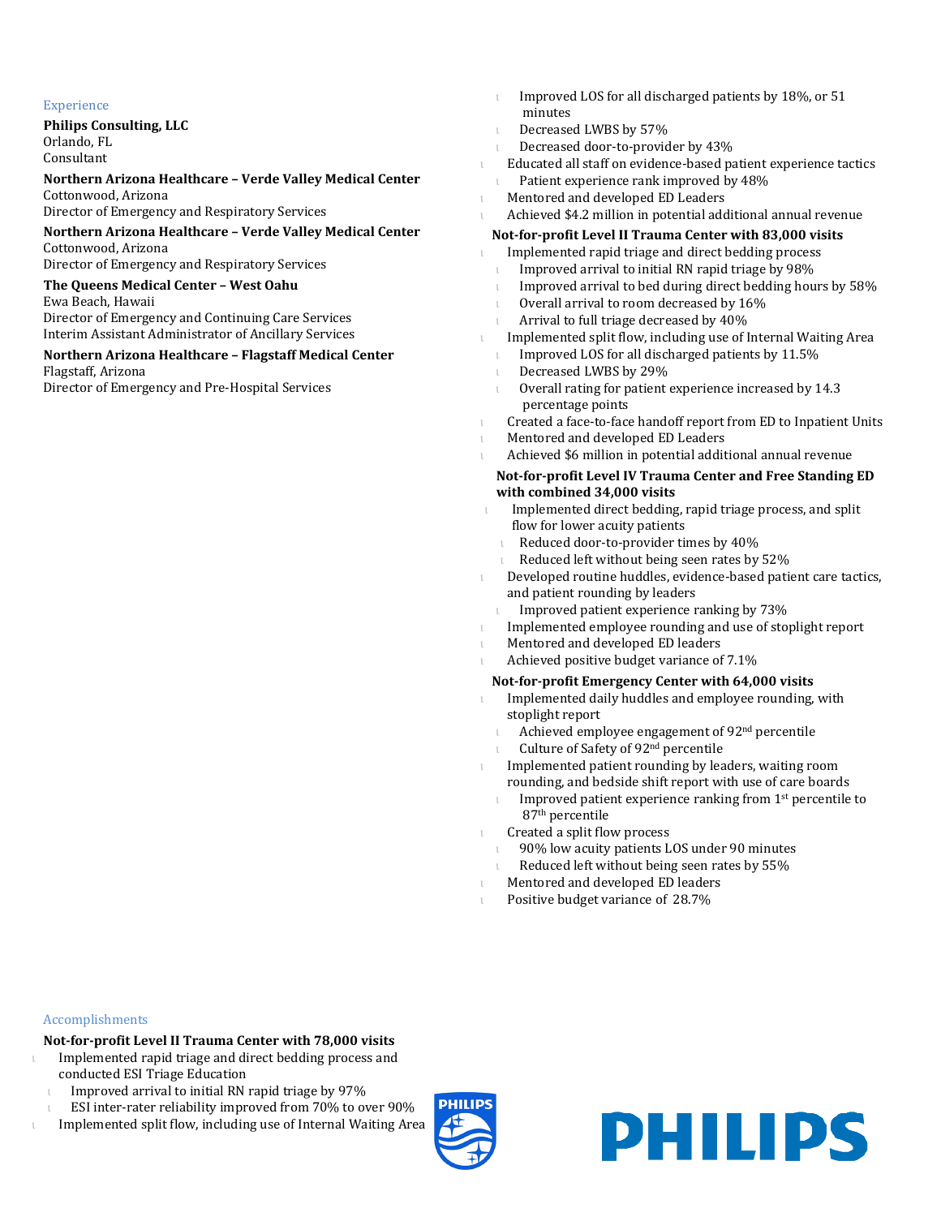## Experience

**Philips Consulting, LLC**
Orlando, FL
Consultant

**Northern Arizona Healthcare – Verde Valley Medical Center**
Cottonwood, Arizona
Director of Emergency and Respiratory Services

**Northern Arizona Healthcare – Verde Valley Medical Center**
Cottonwood, Arizona
Director of Emergency and Respiratory Services

**The Queens Medical Center – West Oahu**
Ewa Beach, Hawaii
Director of Emergency and Continuing Care Services
Interim Assistant Administrator of Ancillary Services

**Northern Arizona Healthcare – Flagstaff Medical Center**
Flagstaff, Arizona
Director of Emergency and Pre-Hospital Services

## Accomplishments

**Not-for-profit Level II Trauma Center with 78,000 visits**

- Implemented rapid triage and direct bedding process and conducted ESI Triage Education
  - Improved arrival to initial RN rapid triage by 97%
  - ESI inter-rater reliability improved from 70% to over 90%
- Implemented split flow, including use of Internal Waiting Area
  - Improved LOS for all discharged patients by 18%, or 51 minutes
  - Decreased LWBS by 57%
  - Decreased door-to-provider by 43%
- Educated all staff on evidence-based patient experience tactics
  - Patient experience rank improved by 48%
- Mentored and developed ED Leaders
- Achieved $4.2 million in potential additional annual revenue

**Not-for-profit Level II Trauma Center with 83,000 visits**

- Implemented rapid triage and direct bedding process
  - Improved arrival to initial RN rapid triage by 98%
  - Improved arrival to bed during direct bedding hours by 58%
  - Overall arrival to room decreased by 16%
  - Arrival to full triage decreased by 40%
- Implemented split flow, including use of Internal Waiting Area
  - Improved LOS for all discharged patients by 11.5%
  - Decreased LWBS by 29%
  - Overall rating for patient experience increased by 14.3 percentage points
- Created a face-to-face handoff report from ED to Inpatient Units
- Mentored and developed ED Leaders
- Achieved $6 million in potential additional annual revenue

**Not-for-profit Level IV Trauma Center and Free Standing ED with combined 34,000 visits**

- Implemented direct bedding, rapid triage process, and split flow for lower acuity patients
  - Reduced door-to-provider times by 40%
  - Reduced left without being seen rates by 52%
- Developed routine huddles, evidence-based patient care tactics, and patient rounding by leaders
  - Improved patient experience ranking by 73%
- Implemented employee rounding and use of stoplight report
- Mentored and developed ED leaders
- Achieved positive budget variance of 7.1%

**Not-for-profit Emergency Center with 64,000 visits**

- Implemented daily huddles and employee rounding, with stoplight report
  - Achieved employee engagement of 92nd percentile
  - Culture of Safety of 92nd percentile
- Implemented patient rounding by leaders, waiting room rounding, and bedside shift report with use of care boards
  - Improved patient experience ranking from 1st percentile to 87th percentile
- Created a split flow process
  - 90% low acuity patients LOS under 90 minutes
  - Reduced left without being seen rates by 55%
- Mentored and developed ED leaders
- Positive budget variance of 28.7%

PHILIPS